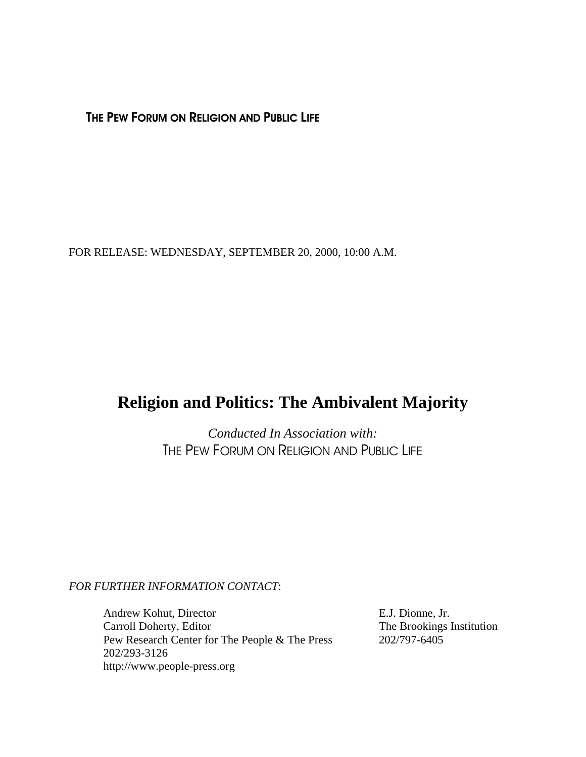**THE PEW FORUM ON RELIGION AND PUBLIC LIFE**

FOR RELEASE: WEDNESDAY, SEPTEMBER 20, 2000, 10:00 A.M.

# Religion and Politics: The Ambivalent Majority

*Conducted In Association with:*
THE PEW FORUM ON RELIGION AND PUBLIC LIFE

*FOR FURTHER INFORMATION CONTACT*:

Andrew Kohut, Director
Carroll Doherty, Editor
Pew Research Center for The People & The Press
202/293-3126
http://www.people-press.org

E.J. Dionne, Jr.
The Brookings Institution
202/797-6405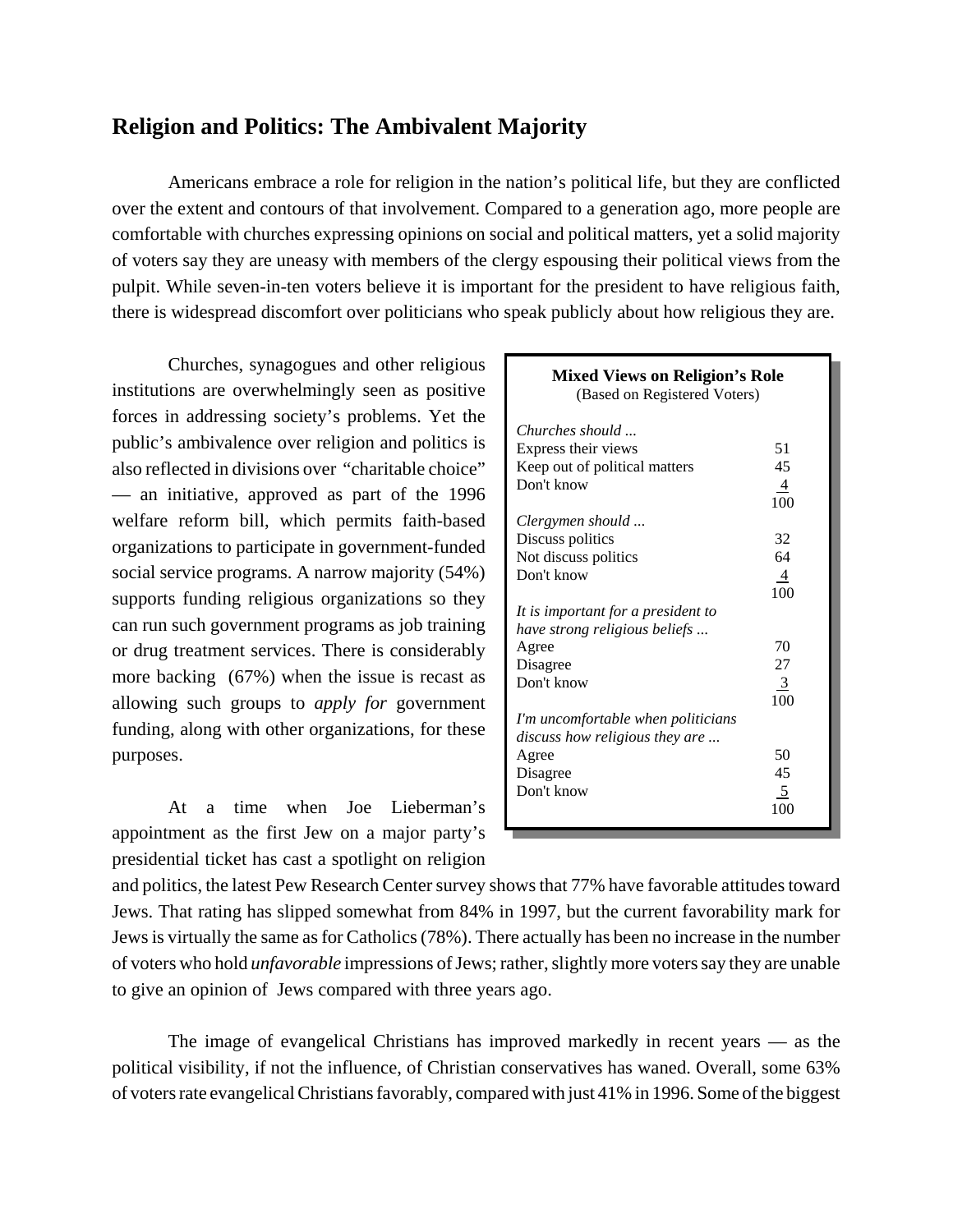## Religion and Politics: The Ambivalent Majority

Americans embrace a role for religion in the nation's political life, but they are conflicted over the extent and contours of that involvement. Compared to a generation ago, more people are comfortable with churches expressing opinions on social and political matters, yet a solid majority of voters say they are uneasy with members of the clergy espousing their political views from the pulpit. While seven-in-ten voters believe it is important for the president to have religious faith, there is widespread discomfort over politicians who speak publicly about how religious they are.

Churches, synagogues and other religious institutions are overwhelmingly seen as positive forces in addressing society's problems. Yet the public's ambivalence over religion and politics is also reflected in divisions over "charitable choice" — an initiative, approved as part of the 1996 welfare reform bill, which permits faith-based organizations to participate in government-funded social service programs. A narrow majority (54%) supports funding religious organizations so they can run such government programs as job training or drug treatment services. There is considerably more backing (67%) when the issue is recast as allowing such groups to *apply for* government funding, along with other organizations, for these purposes.

**Mixed Views on Religion's Role**
(Based on Registered Voters)

| | |
|---|---|
| *Churches should ...* | |
| Express their views | 51 |
| Keep out of political matters | 45 |
| Don't know | 4 |
| | 100 |
| *Clergymen should ...* | |
| Discuss politics | 32 |
| Not discuss politics | 64 |
| Don't know | 4 |
| | 100 |
| *It is important for a president to have strong religious beliefs ...* | |
| Agree | 70 |
| Disagree | 27 |
| Don't know | 3 |
| | 100 |
| *I'm uncomfortable when politicians discuss how religious they are ...* | |
| Agree | 50 |
| Disagree | 45 |
| Don't know | 5 |
| | 100 |

At a time when Joe Lieberman's appointment as the first Jew on a major party's presidential ticket has cast a spotlight on religion and politics, the latest Pew Research Center survey shows that 77% have favorable attitudes toward Jews. That rating has slipped somewhat from 84% in 1997, but the current favorability mark for Jews is virtually the same as for Catholics (78%). There actually has been no increase in the number of voters who hold *unfavorable* impressions of Jews; rather, slightly more voters say they are unable to give an opinion of Jews compared with three years ago.

The image of evangelical Christians has improved markedly in recent years — as the political visibility, if not the influence, of Christian conservatives has waned. Overall, some 63% of voters rate evangelical Christians favorably, compared with just 41% in 1996. Some of the biggest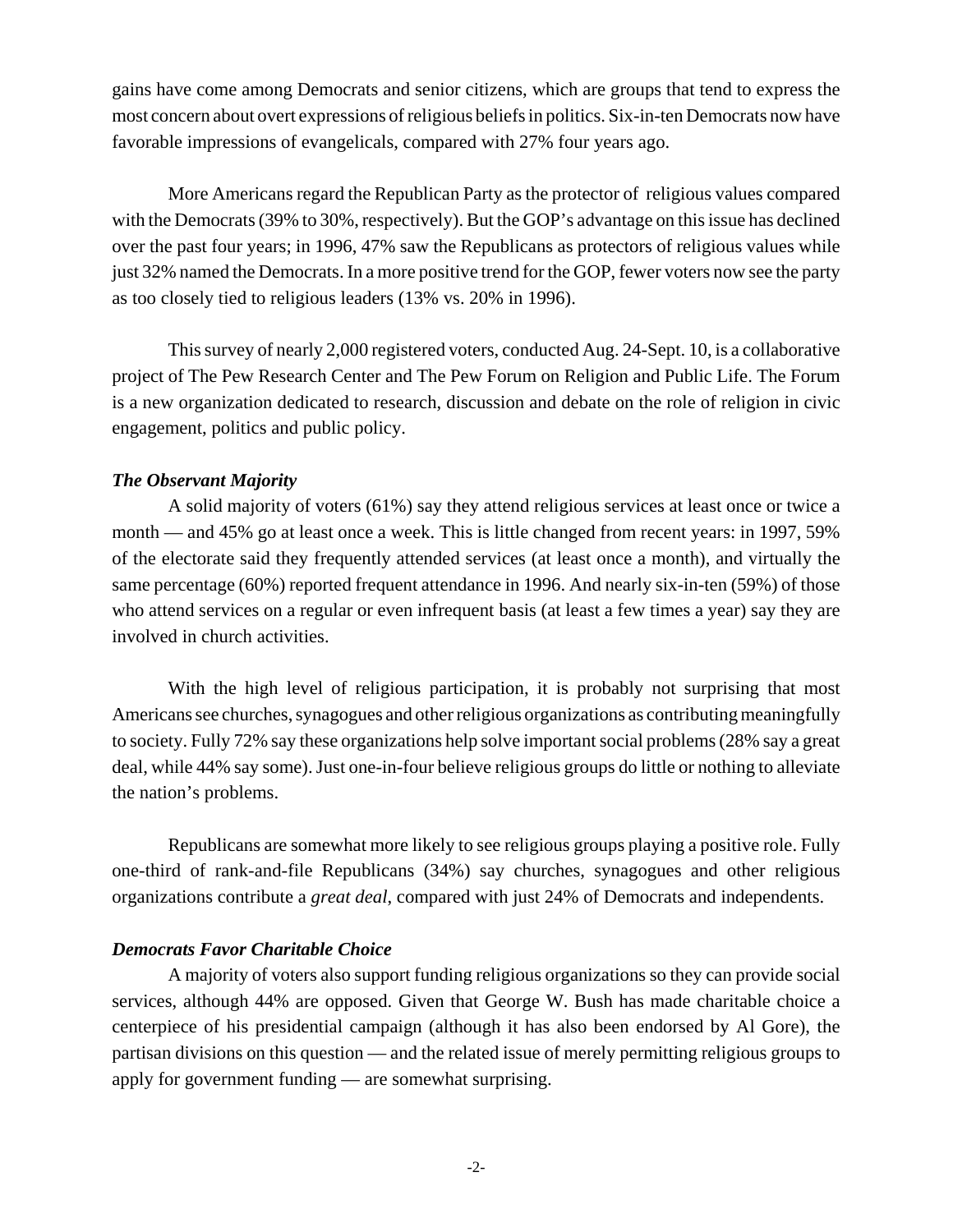gains have come among Democrats and senior citizens, which are groups that tend to express the most concern about overt expressions of religious beliefs in politics. Six-in-ten Democrats now have favorable impressions of evangelicals, compared with 27% four years ago.

More Americans regard the Republican Party as the protector of religious values compared with the Democrats (39% to 30%, respectively). But the GOP's advantage on this issue has declined over the past four years; in 1996, 47% saw the Republicans as protectors of religious values while just 32% named the Democrats. In a more positive trend for the GOP, fewer voters now see the party as too closely tied to religious leaders (13% vs. 20% in 1996).

This survey of nearly 2,000 registered voters, conducted Aug. 24-Sept. 10, is a collaborative project of The Pew Research Center and The Pew Forum on Religion and Public Life. The Forum is a new organization dedicated to research, discussion and debate on the role of religion in civic engagement, politics and public policy.

***The Observant Majority***

A solid majority of voters (61%) say they attend religious services at least once or twice a month — and 45% go at least once a week. This is little changed from recent years: in 1997, 59% of the electorate said they frequently attended services (at least once a month), and virtually the same percentage (60%) reported frequent attendance in 1996. And nearly six-in-ten (59%) of those who attend services on a regular or even infrequent basis (at least a few times a year) say they are involved in church activities.

With the high level of religious participation, it is probably not surprising that most Americans see churches, synagogues and other religious organizations as contributing meaningfully to society. Fully 72% say these organizations help solve important social problems (28% say a great deal, while 44% say some). Just one-in-four believe religious groups do little or nothing to alleviate the nation's problems.

Republicans are somewhat more likely to see religious groups playing a positive role. Fully one-third of rank-and-file Republicans (34%) say churches, synagogues and other religious organizations contribute a *great deal*, compared with just 24% of Democrats and independents.

***Democrats Favor Charitable Choice***

A majority of voters also support funding religious organizations so they can provide social services, although 44% are opposed. Given that George W. Bush has made charitable choice a centerpiece of his presidential campaign (although it has also been endorsed by Al Gore), the partisan divisions on this question — and the related issue of merely permitting religious groups to apply for government funding — are somewhat surprising.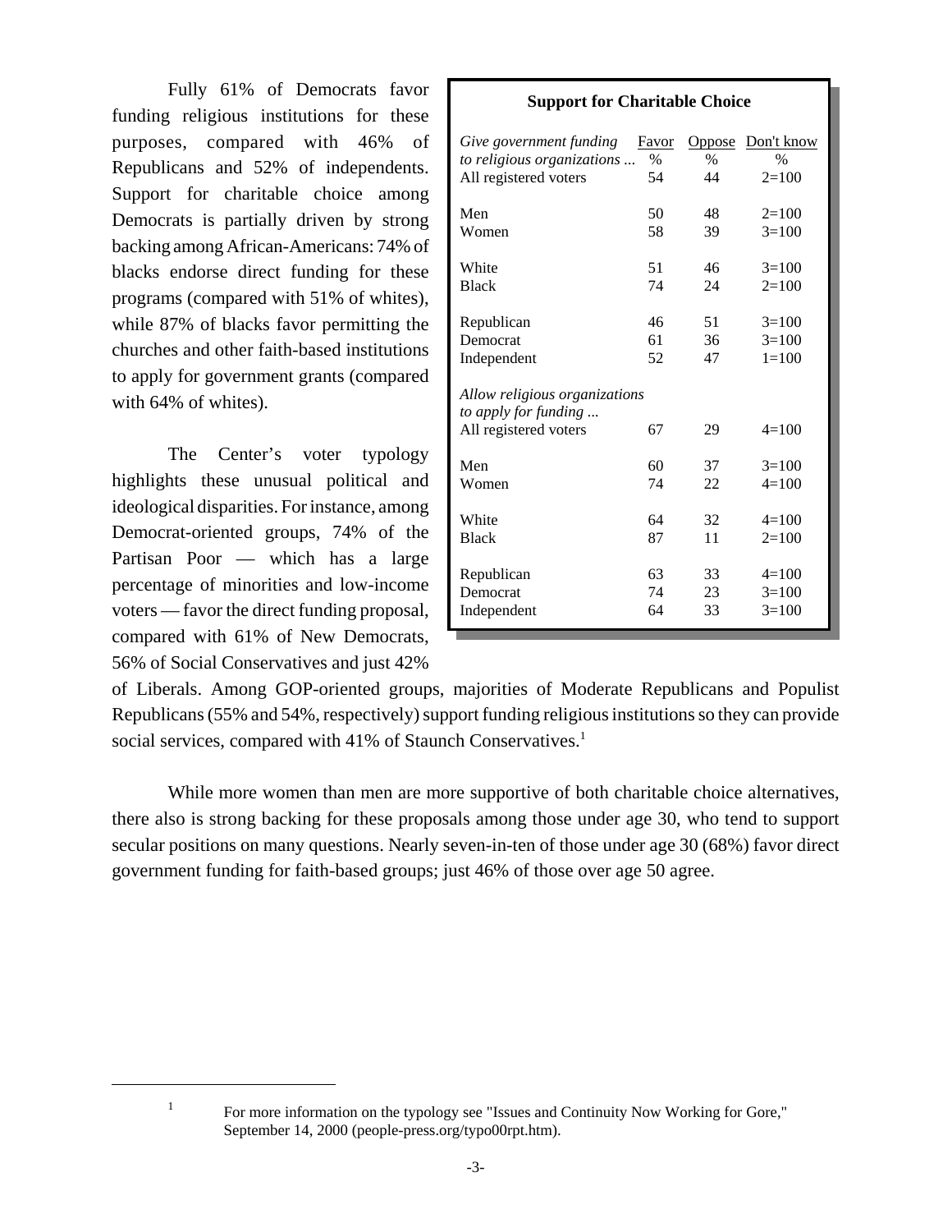Fully 61% of Democrats favor funding religious institutions for these purposes, compared with 46% of Republicans and 52% of independents. Support for charitable choice among Democrats is partially driven by strong backing among African-Americans: 74% of blacks endorse direct funding for these programs (compared with 51% of whites), while 87% of blacks favor permitting the churches and other faith-based institutions to apply for government grants (compared with 64% of whites).

**Support for Charitable Choice**

| *Give government funding to religious organizations ...* | Favor % | Oppose % | Don't know % |
|---|---|---|---|
| All registered voters | 54 | 44 | 2=100 |
| Men | 50 | 48 | 2=100 |
| Women | 58 | 39 | 3=100 |
| White | 51 | 46 | 3=100 |
| Black | 74 | 24 | 2=100 |
| Republican | 46 | 51 | 3=100 |
| Democrat | 61 | 36 | 3=100 |
| Independent | 52 | 47 | 1=100 |
| *Allow religious organizations to apply for funding ...* | | | |
| All registered voters | 67 | 29 | 4=100 |
| Men | 60 | 37 | 3=100 |
| Women | 74 | 22 | 4=100 |
| White | 64 | 32 | 4=100 |
| Black | 87 | 11 | 2=100 |
| Republican | 63 | 33 | 4=100 |
| Democrat | 74 | 23 | 3=100 |
| Independent | 64 | 33 | 3=100 |

The Center's voter typology highlights these unusual political and ideological disparities. For instance, among Democrat-oriented groups, 74% of the Partisan Poor — which has a large percentage of minorities and low-income voters — favor the direct funding proposal, compared with 61% of New Democrats, 56% of Social Conservatives and just 42% of Liberals. Among GOP-oriented groups, majorities of Moderate Republicans and Populist Republicans (55% and 54%, respectively) support funding religious institutions so they can provide social services, compared with 41% of Staunch Conservatives.[1]

While more women than men are more supportive of both charitable choice alternatives, there also is strong backing for these proposals among those under age 30, who tend to support secular positions on many questions. Nearly seven-in-ten of those under age 30 (68%) favor direct government funding for faith-based groups; just 46% of those over age 50 agree.

[1] For more information on the typology see "Issues and Continuity Now Working for Gore," September 14, 2000 (people-press.org/typo00rpt.htm).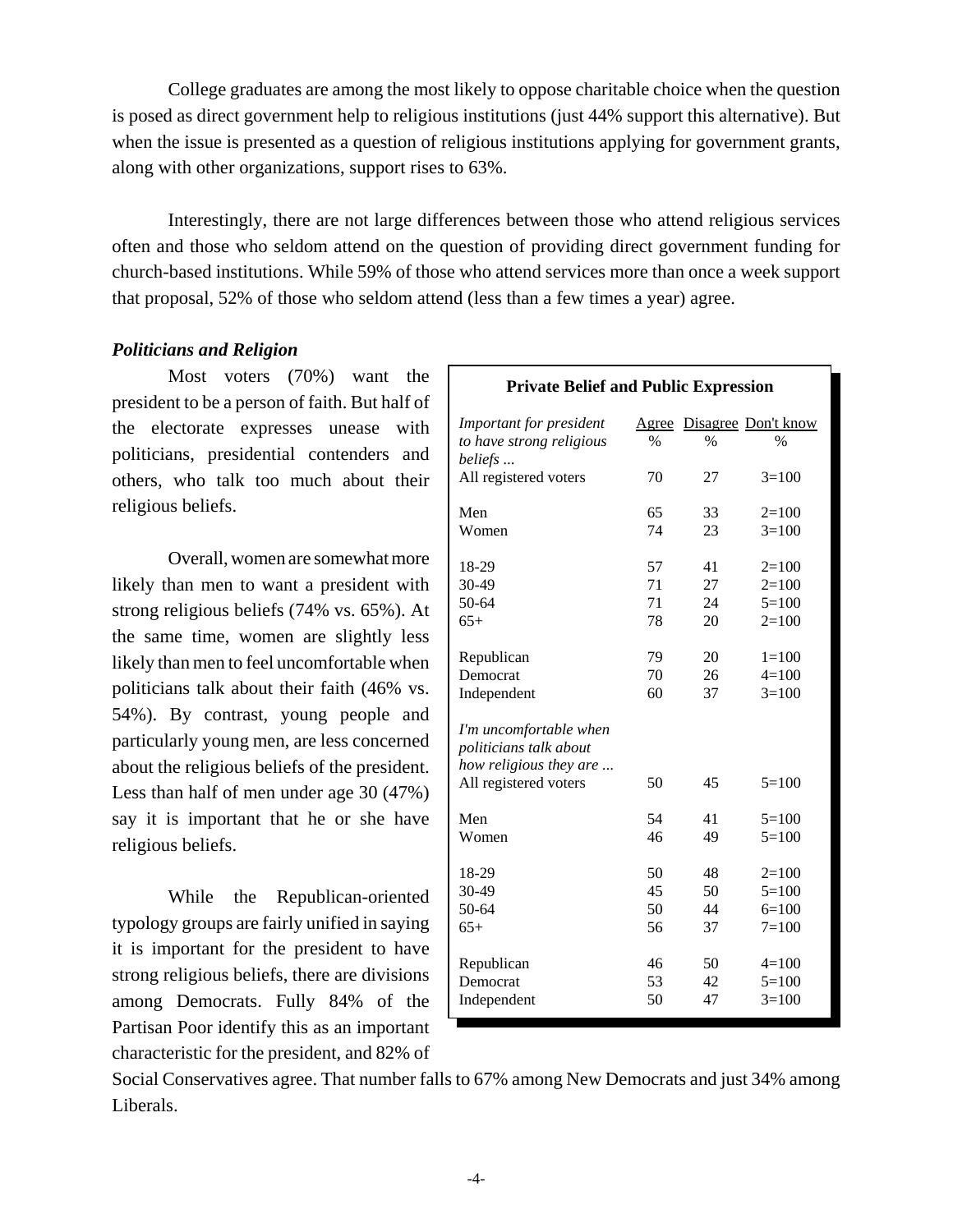College graduates are among the most likely to oppose charitable choice when the question is posed as direct government help to religious institutions (just 44% support this alternative). But when the issue is presented as a question of religious institutions applying for government grants, along with other organizations, support rises to 63%.

Interestingly, there are not large differences between those who attend religious services often and those who seldom attend on the question of providing direct government funding for church-based institutions. While 59% of those who attend services more than once a week support that proposal, 52% of those who seldom attend (less than a few times a year) agree.

### *Politicians and Religion*

Most voters (70%) want the president to be a person of faith. But half of the electorate expresses unease with politicians, presidential contenders and others, who talk too much about their religious beliefs.

Overall, women are somewhat more likely than men to want a president with strong religious beliefs (74% vs. 65%). At the same time, women are slightly less likely than men to feel uncomfortable when politicians talk about their faith (46% vs. 54%). By contrast, young people and particularly young men, are less concerned about the religious beliefs of the president. Less than half of men under age 30 (47%) say it is important that he or she have religious beliefs.

While the Republican-oriented typology groups are fairly unified in saying it is important for the president to have strong religious beliefs, there are divisions among Democrats. Fully 84% of the Partisan Poor identify this as an important characteristic for the president, and 82% of Social Conservatives agree. That number falls to 67% among New Democrats and just 34% among Liberals.

**Private Belief and Public Expression**

| *Important for president to have strong religious beliefs ...* | Agree % | Disagree % | Don't know % |
|---|---|---|---|
| All registered voters | 70 | 27 | 3=100 |
| Men | 65 | 33 | 2=100 |
| Women | 74 | 23 | 3=100 |
| 18-29 | 57 | 41 | 2=100 |
| 30-49 | 71 | 27 | 2=100 |
| 50-64 | 71 | 24 | 5=100 |
| 65+ | 78 | 20 | 2=100 |
| Republican | 79 | 20 | 1=100 |
| Democrat | 70 | 26 | 4=100 |
| Independent | 60 | 37 | 3=100 |
| *I'm uncomfortable when politicians talk about how religious they are ...* | | | |
| All registered voters | 50 | 45 | 5=100 |
| Men | 54 | 41 | 5=100 |
| Women | 46 | 49 | 5=100 |
| 18-29 | 50 | 48 | 2=100 |
| 30-49 | 45 | 50 | 5=100 |
| 50-64 | 50 | 44 | 6=100 |
| 65+ | 56 | 37 | 7=100 |
| Republican | 46 | 50 | 4=100 |
| Democrat | 53 | 42 | 5=100 |
| Independent | 50 | 47 | 3=100 |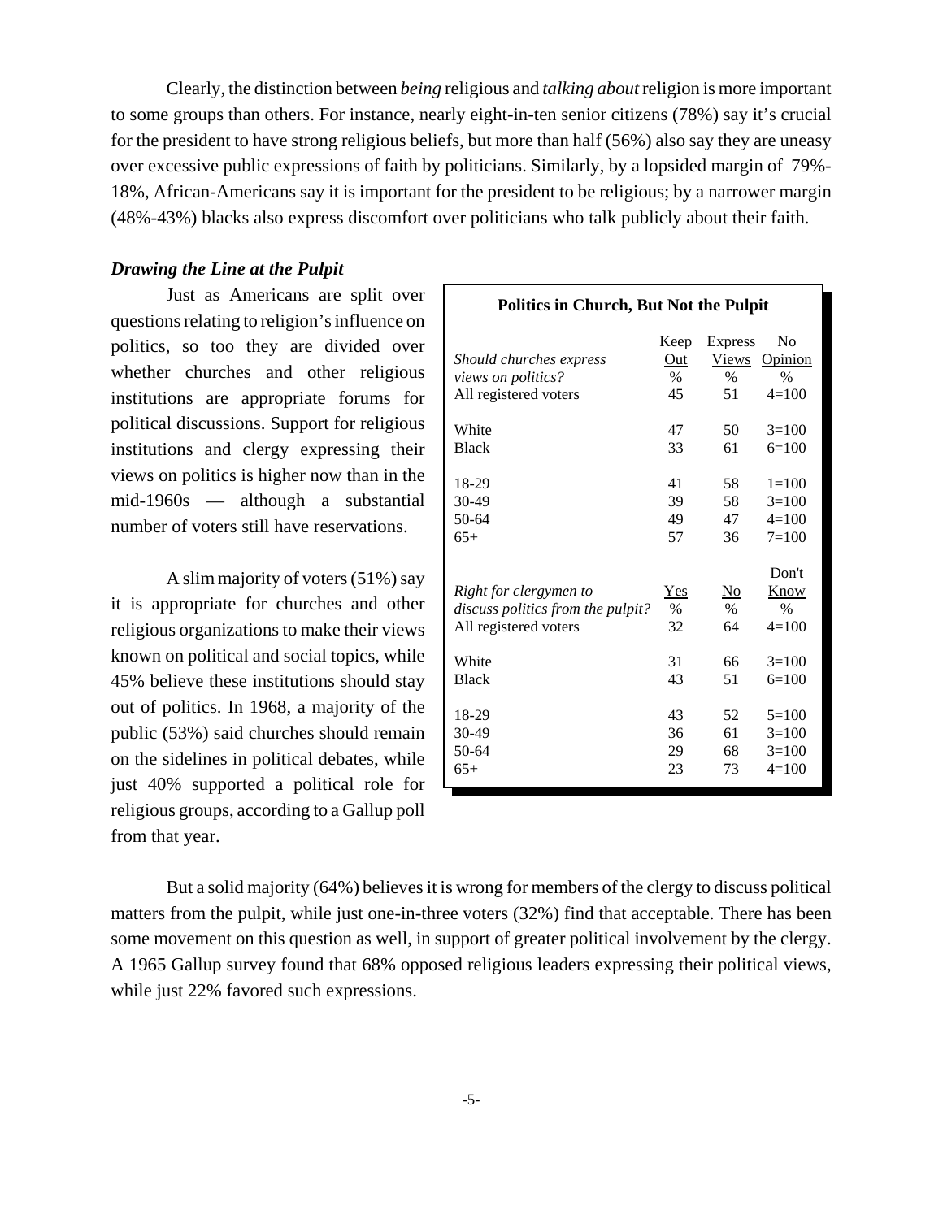Clearly, the distinction between *being* religious and *talking about* religion is more important to some groups than others. For instance, nearly eight-in-ten senior citizens (78%) say it's crucial for the president to have strong religious beliefs, but more than half (56%) also say they are uneasy over excessive public expressions of faith by politicians. Similarly, by a lopsided margin of 79%-18%, African-Americans say it is important for the president to be religious; by a narrower margin (48%-43%) blacks also express discomfort over politicians who talk publicly about their faith.

### *Drawing the Line at the Pulpit*

Just as Americans are split over questions relating to religion's influence on politics, so too they are divided over whether churches and other religious institutions are appropriate forums for political discussions. Support for religious institutions and clergy expressing their views on politics is higher now than in the mid-1960s — although a substantial number of voters still have reservations.

A slim majority of voters (51%) say it is appropriate for churches and other religious organizations to make their views known on political and social topics, while 45% believe these institutions should stay out of politics. In 1968, a majority of the public (53%) said churches should remain on the sidelines in political debates, while just 40% supported a political role for religious groups, according to a Gallup poll from that year.

**Politics in Church, But Not the Pulpit**

| *Should churches express views on politics?* | Keep Out % | Express Views % | No Opinion % |
|---|---|---|---|
| All registered voters | 45 | 51 | 4=100 |
| White | 47 | 50 | 3=100 |
| Black | 33 | 61 | 6=100 |
| 18-29 | 41 | 58 | 1=100 |
| 30-49 | 39 | 58 | 3=100 |
| 50-64 | 49 | 47 | 4=100 |
| 65+ | 57 | 36 | 7=100 |
| *Right for clergymen to discuss politics from the pulpit?* | Yes % | No % | Don't Know % |
| All registered voters | 32 | 64 | 4=100 |
| White | 31 | 66 | 3=100 |
| Black | 43 | 51 | 6=100 |
| 18-29 | 43 | 52 | 5=100 |
| 30-49 | 36 | 61 | 3=100 |
| 50-64 | 29 | 68 | 3=100 |
| 65+ | 23 | 73 | 4=100 |

But a solid majority (64%) believes it is wrong for members of the clergy to discuss political matters from the pulpit, while just one-in-three voters (32%) find that acceptable. There has been some movement on this question as well, in support of greater political involvement by the clergy. A 1965 Gallup survey found that 68% opposed religious leaders expressing their political views, while just 22% favored such expressions.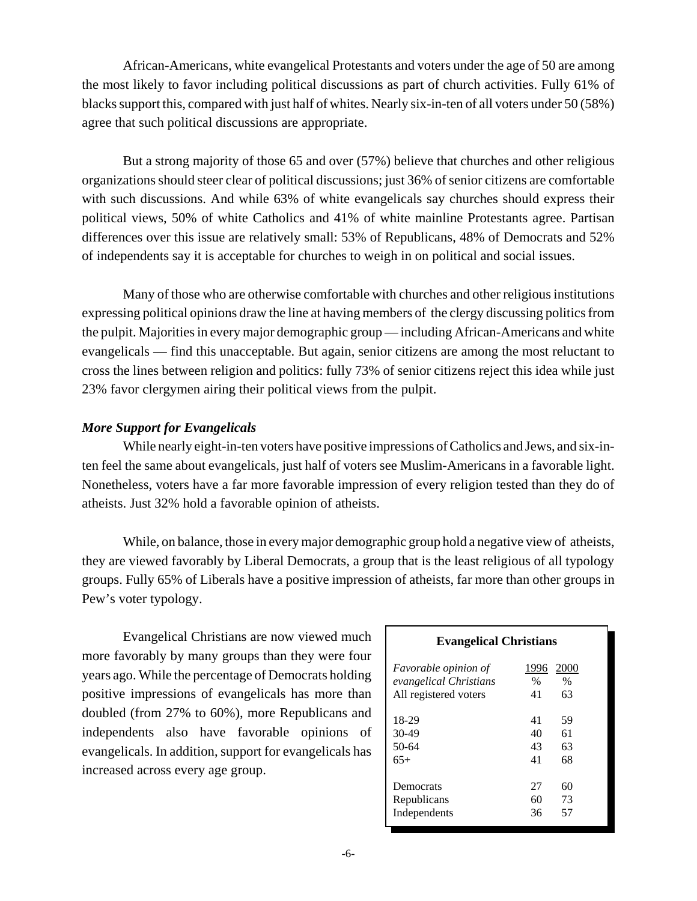African-Americans, white evangelical Protestants and voters under the age of 50 are among the most likely to favor including political discussions as part of church activities. Fully 61% of blacks support this, compared with just half of whites. Nearly six-in-ten of all voters under 50 (58%) agree that such political discussions are appropriate.

But a strong majority of those 65 and over (57%) believe that churches and other religious organizations should steer clear of political discussions; just 36% of senior citizens are comfortable with such discussions. And while 63% of white evangelicals say churches should express their political views, 50% of white Catholics and 41% of white mainline Protestants agree. Partisan differences over this issue are relatively small: 53% of Republicans, 48% of Democrats and 52% of independents say it is acceptable for churches to weigh in on political and social issues.

Many of those who are otherwise comfortable with churches and other religious institutions expressing political opinions draw the line at having members of the clergy discussing politics from the pulpit. Majorities in every major demographic group — including African-Americans and white evangelicals — find this unacceptable. But again, senior citizens are among the most reluctant to cross the lines between religion and politics: fully 73% of senior citizens reject this idea while just 23% favor clergymen airing their political views from the pulpit.

***More Support for Evangelicals***

While nearly eight-in-ten voters have positive impressions of Catholics and Jews, and six-in-ten feel the same about evangelicals, just half of voters see Muslim-Americans in a favorable light. Nonetheless, voters have a far more favorable impression of every religion tested than they do of atheists. Just 32% hold a favorable opinion of atheists.

While, on balance, those in every major demographic group hold a negative view of atheists, they are viewed favorably by Liberal Democrats, a group that is the least religious of all typology groups. Fully 65% of Liberals have a positive impression of atheists, far more than other groups in Pew's voter typology.

Evangelical Christians are now viewed much more favorably by many groups than they were four years ago. While the percentage of Democrats holding positive impressions of evangelicals has more than doubled (from 27% to 60%), more Republicans and independents also have favorable opinions of evangelicals. In addition, support for evangelicals has increased across every age group.

**Evangelical Christians**

| *Favorable opinion of evangelical Christians* | 1996 % | 2000 % |
|---|---|---|
| All registered voters | 41 | 63 |
| 18-29 | 41 | 59 |
| 30-49 | 40 | 61 |
| 50-64 | 43 | 63 |
| 65+ | 41 | 68 |
| Democrats | 27 | 60 |
| Republicans | 60 | 73 |
| Independents | 36 | 57 |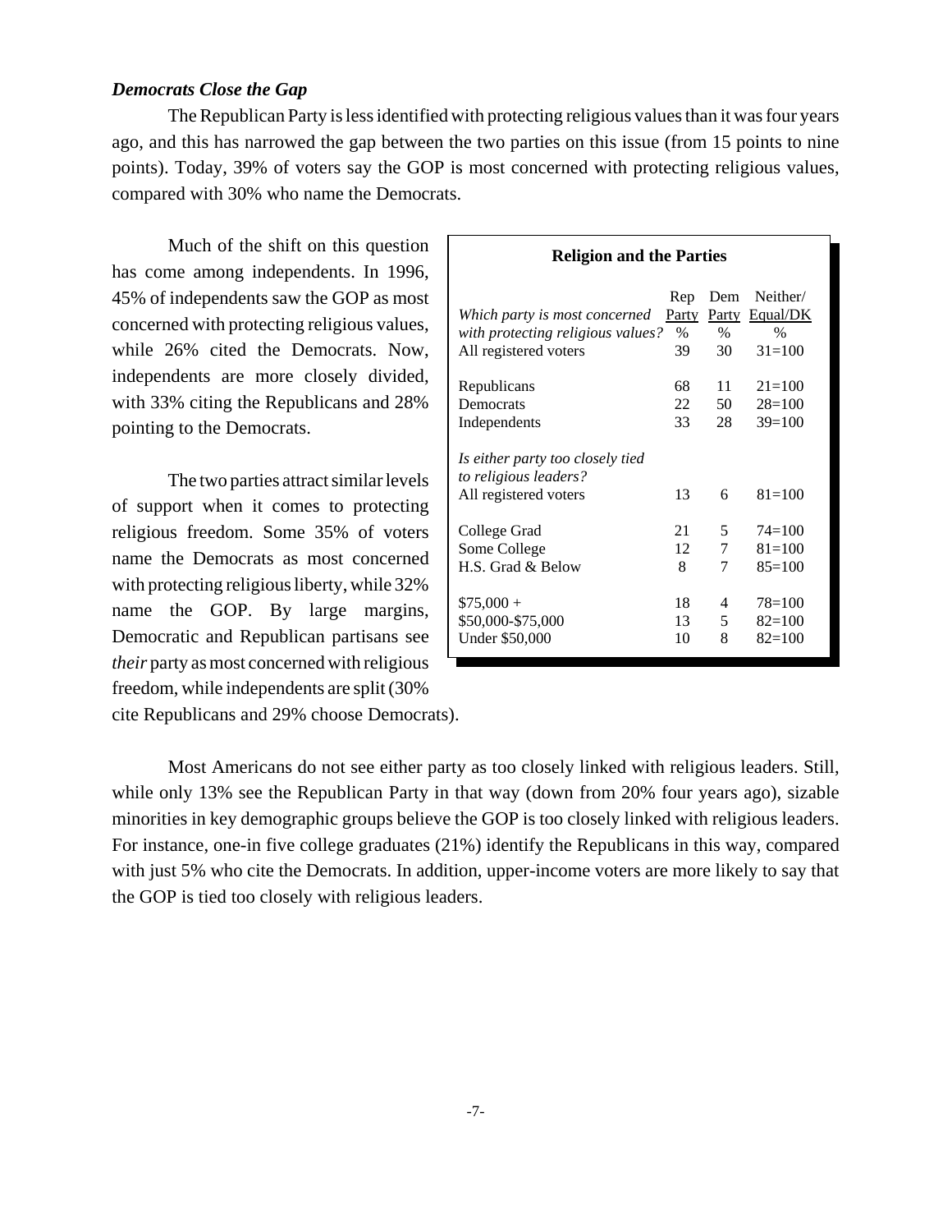### *Democrats Close the Gap*

The Republican Party is less identified with protecting religious values than it was four years ago, and this has narrowed the gap between the two parties on this issue (from 15 points to nine points). Today, 39% of voters say the GOP is most concerned with protecting religious values, compared with 30% who name the Democrats.

Much of the shift on this question has come among independents. In 1996, 45% of independents saw the GOP as most concerned with protecting religious values, while 26% cited the Democrats. Now, independents are more closely divided, with 33% citing the Republicans and 28% pointing to the Democrats.

The two parties attract similar levels of support when it comes to protecting religious freedom. Some 35% of voters name the Democrats as most concerned with protecting religious liberty, while 32% name the GOP. By large margins, Democratic and Republican partisans see *their* party as most concerned with religious freedom, while independents are split (30% cite Republicans and 29% choose Democrats).

**Religion and the Parties**

| *Which party is most concerned with protecting religious values?* | Rep Party % | Dem Party % | Neither/ Equal/DK % |
|---|---|---|---|
| All registered voters | 39 | 30 | 31=100 |
| Republicans | 68 | 11 | 21=100 |
| Democrats | 22 | 50 | 28=100 |
| Independents | 33 | 28 | 39=100 |
| *Is either party too closely tied to religious leaders?* | | | |
| All registered voters | 13 | 6 | 81=100 |
| College Grad | 21 | 5 | 74=100 |
| Some College | 12 | 7 | 81=100 |
| H.S. Grad & Below | 8 | 7 | 85=100 |
| $75,000 + | 18 | 4 | 78=100 |
| $50,000-$75,000 | 13 | 5 | 82=100 |
| Under $50,000 | 10 | 8 | 82=100 |

Most Americans do not see either party as too closely linked with religious leaders. Still, while only 13% see the Republican Party in that way (down from 20% four years ago), sizable minorities in key demographic groups believe the GOP is too closely linked with religious leaders. For instance, one-in five college graduates (21%) identify the Republicans in this way, compared with just 5% who cite the Democrats. In addition, upper-income voters are more likely to say that the GOP is tied too closely with religious leaders.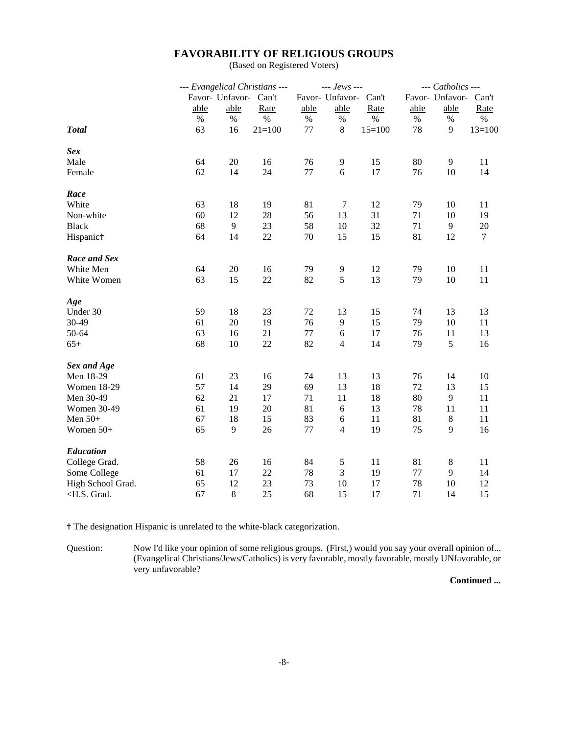# FAVORABILITY OF RELIGIOUS GROUPS

(Based on Registered Voters)

| | --- Evangelical Christians --- | | | --- Jews --- | | | --- Catholics --- | | |
|---|---|---|---|---|---|---|---|---|---|
| | Favor-able | Unfavor-able | Can't Rate | Favor-able | Unfavor-able | Can't Rate | Favor-able | Unfavor-able | Can't Rate |
| | % | % | % | % | % | % | % | % | % |
| ***Total*** | 63 | 16 | 21=100 | 77 | 8 | 15=100 | 78 | 9 | 13=100 |
| ***Sex*** | | | | | | | | | |
| Male | 64 | 20 | 16 | 76 | 9 | 15 | 80 | 9 | 11 |
| Female | 62 | 14 | 24 | 77 | 6 | 17 | 76 | 10 | 14 |
| ***Race*** | | | | | | | | | |
| White | 63 | 18 | 19 | 81 | 7 | 12 | 79 | 10 | 11 |
| Non-white | 60 | 12 | 28 | 56 | 13 | 31 | 71 | 10 | 19 |
| Black | 68 | 9 | 23 | 58 | 10 | 32 | 71 | 9 | 20 |
| Hispanic† | 64 | 14 | 22 | 70 | 15 | 15 | 81 | 12 | 7 |
| ***Race and Sex*** | | | | | | | | | |
| White Men | 64 | 20 | 16 | 79 | 9 | 12 | 79 | 10 | 11 |
| White Women | 63 | 15 | 22 | 82 | 5 | 13 | 79 | 10 | 11 |
| ***Age*** | | | | | | | | | |
| Under 30 | 59 | 18 | 23 | 72 | 13 | 15 | 74 | 13 | 13 |
| 30-49 | 61 | 20 | 19 | 76 | 9 | 15 | 79 | 10 | 11 |
| 50-64 | 63 | 16 | 21 | 77 | 6 | 17 | 76 | 11 | 13 |
| 65+ | 68 | 10 | 22 | 82 | 4 | 14 | 79 | 5 | 16 |
| ***Sex and Age*** | | | | | | | | | |
| Men 18-29 | 61 | 23 | 16 | 74 | 13 | 13 | 76 | 14 | 10 |
| Women 18-29 | 57 | 14 | 29 | 69 | 13 | 18 | 72 | 13 | 15 |
| Men 30-49 | 62 | 21 | 17 | 71 | 11 | 18 | 80 | 9 | 11 |
| Women 30-49 | 61 | 19 | 20 | 81 | 6 | 13 | 78 | 11 | 11 |
| Men 50+ | 67 | 18 | 15 | 83 | 6 | 11 | 81 | 8 | 11 |
| Women 50+ | 65 | 9 | 26 | 77 | 4 | 19 | 75 | 9 | 16 |
| ***Education*** | | | | | | | | | |
| College Grad. | 58 | 26 | 16 | 84 | 5 | 11 | 81 | 8 | 11 |
| Some College | 61 | 17 | 22 | 78 | 3 | 19 | 77 | 9 | 14 |
| High School Grad. | 65 | 12 | 23 | 73 | 10 | 17 | 78 | 10 | 12 |
| <H.S. Grad. | 67 | 8 | 25 | 68 | 15 | 17 | 71 | 14 | 15 |

† The designation Hispanic is unrelated to the white-black categorization.

Question: Now I'd like your opinion of some religious groups. (First,) would you say your overall opinion of... (Evangelical Christians/Jews/Catholics) is very favorable, mostly favorable, mostly UNfavorable, or very unfavorable?

**Continued ...**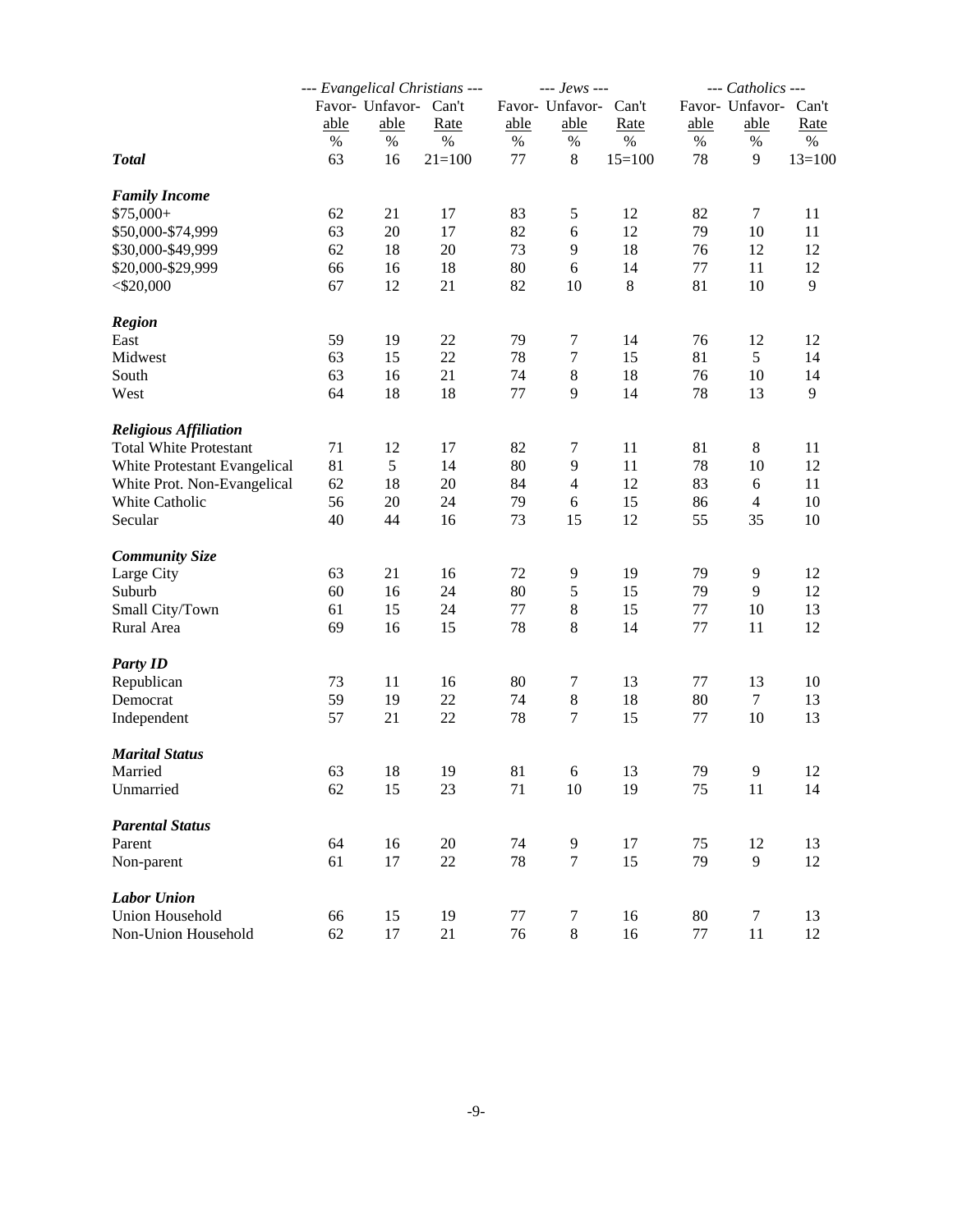| | --- Evangelical Christians --- | | | --- Jews --- | | | --- Catholics --- | | |
|---|---|---|---|---|---|---|---|---|---|
| | Favor-able | Unfavor-able | Can't Rate | Favor-able | Unfavor-able | Can't Rate | Favor-able | Unfavor-able | Can't Rate |
| | % | % | % | % | % | % | % | % | % |
| ***Total*** | 63 | 16 | 21=100 | 77 | 8 | 15=100 | 78 | 9 | 13=100 |
| ***Family Income*** | | | | | | | | | |
| $75,000+ | 62 | 21 | 17 | 83 | 5 | 12 | 82 | 7 | 11 |
| $50,000-$74,999 | 63 | 20 | 17 | 82 | 6 | 12 | 79 | 10 | 11 |
| $30,000-$49,999 | 62 | 18 | 20 | 73 | 9 | 18 | 76 | 12 | 12 |
| $20,000-$29,999 | 66 | 16 | 18 | 80 | 6 | 14 | 77 | 11 | 12 |
| <$20,000 | 67 | 12 | 21 | 82 | 10 | 8 | 81 | 10 | 9 |
| ***Region*** | | | | | | | | | |
| East | 59 | 19 | 22 | 79 | 7 | 14 | 76 | 12 | 12 |
| Midwest | 63 | 15 | 22 | 78 | 7 | 15 | 81 | 5 | 14 |
| South | 63 | 16 | 21 | 74 | 8 | 18 | 76 | 10 | 14 |
| West | 64 | 18 | 18 | 77 | 9 | 14 | 78 | 13 | 9 |
| ***Religious Affiliation*** | | | | | | | | | |
| Total White Protestant | 71 | 12 | 17 | 82 | 7 | 11 | 81 | 8 | 11 |
| White Protestant Evangelical | 81 | 5 | 14 | 80 | 9 | 11 | 78 | 10 | 12 |
| White Prot. Non-Evangelical | 62 | 18 | 20 | 84 | 4 | 12 | 83 | 6 | 11 |
| White Catholic | 56 | 20 | 24 | 79 | 6 | 15 | 86 | 4 | 10 |
| Secular | 40 | 44 | 16 | 73 | 15 | 12 | 55 | 35 | 10 |
| ***Community Size*** | | | | | | | | | |
| Large City | 63 | 21 | 16 | 72 | 9 | 19 | 79 | 9 | 12 |
| Suburb | 60 | 16 | 24 | 80 | 5 | 15 | 79 | 9 | 12 |
| Small City/Town | 61 | 15 | 24 | 77 | 8 | 15 | 77 | 10 | 13 |
| Rural Area | 69 | 16 | 15 | 78 | 8 | 14 | 77 | 11 | 12 |
| ***Party ID*** | | | | | | | | | |
| Republican | 73 | 11 | 16 | 80 | 7 | 13 | 77 | 13 | 10 |
| Democrat | 59 | 19 | 22 | 74 | 8 | 18 | 80 | 7 | 13 |
| Independent | 57 | 21 | 22 | 78 | 7 | 15 | 77 | 10 | 13 |
| ***Marital Status*** | | | | | | | | | |
| Married | 63 | 18 | 19 | 81 | 6 | 13 | 79 | 9 | 12 |
| Unmarried | 62 | 15 | 23 | 71 | 10 | 19 | 75 | 11 | 14 |
| ***Parental Status*** | | | | | | | | | |
| Parent | 64 | 16 | 20 | 74 | 9 | 17 | 75 | 12 | 13 |
| Non-parent | 61 | 17 | 22 | 78 | 7 | 15 | 79 | 9 | 12 |
| ***Labor Union*** | | | | | | | | | |
| Union Household | 66 | 15 | 19 | 77 | 7 | 16 | 80 | 7 | 13 |
| Non-Union Household | 62 | 17 | 21 | 76 | 8 | 16 | 77 | 11 | 12 |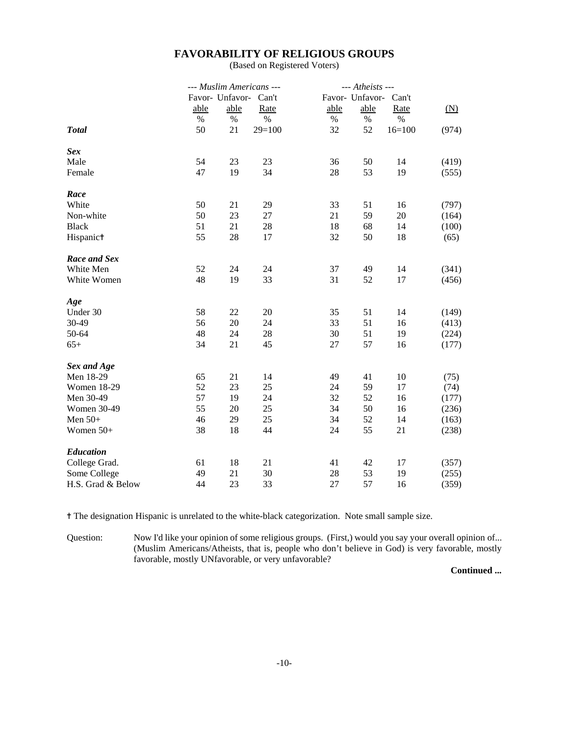## FAVORABILITY OF RELIGIOUS GROUPS

(Based on Registered Voters)

| | --- Muslim Americans --- | | | --- Atheists --- | | | |
|---|---|---|---|---|---|---|---|
| | Favor-able | Unfavor-able | Can't Rate | Favor-able | Unfavor-able | Can't Rate | (N) |
| | % | % | % | % | % | % | |
| ***Total*** | 50 | 21 | 29=100 | 32 | 52 | 16=100 | (974) |
| ***Sex*** | | | | | | | |
| Male | 54 | 23 | 23 | 36 | 50 | 14 | (419) |
| Female | 47 | 19 | 34 | 28 | 53 | 19 | (555) |
| ***Race*** | | | | | | | |
| White | 50 | 21 | 29 | 33 | 51 | 16 | (797) |
| Non-white | 50 | 23 | 27 | 21 | 59 | 20 | (164) |
| Black | 51 | 21 | 28 | 18 | 68 | 14 | (100) |
| Hispanic† | 55 | 28 | 17 | 32 | 50 | 18 | (65) |
| ***Race and Sex*** | | | | | | | |
| White Men | 52 | 24 | 24 | 37 | 49 | 14 | (341) |
| White Women | 48 | 19 | 33 | 31 | 52 | 17 | (456) |
| ***Age*** | | | | | | | |
| Under 30 | 58 | 22 | 20 | 35 | 51 | 14 | (149) |
| 30-49 | 56 | 20 | 24 | 33 | 51 | 16 | (413) |
| 50-64 | 48 | 24 | 28 | 30 | 51 | 19 | (224) |
| 65+ | 34 | 21 | 45 | 27 | 57 | 16 | (177) |
| ***Sex and Age*** | | | | | | | |
| Men 18-29 | 65 | 21 | 14 | 49 | 41 | 10 | (75) |
| Women 18-29 | 52 | 23 | 25 | 24 | 59 | 17 | (74) |
| Men 30-49 | 57 | 19 | 24 | 32 | 52 | 16 | (177) |
| Women 30-49 | 55 | 20 | 25 | 34 | 50 | 16 | (236) |
| Men 50+ | 46 | 29 | 25 | 34 | 52 | 14 | (163) |
| Women 50+ | 38 | 18 | 44 | 24 | 55 | 21 | (238) |
| ***Education*** | | | | | | | |
| College Grad. | 61 | 18 | 21 | 41 | 42 | 17 | (357) |
| Some College | 49 | 21 | 30 | 28 | 53 | 19 | (255) |
| H.S. Grad & Below | 44 | 23 | 33 | 27 | 57 | 16 | (359) |

† The designation Hispanic is unrelated to the white-black categorization. Note small sample size.

Question: Now I'd like your opinion of some religious groups. (First,) would you say your overall opinion of... (Muslim Americans/Atheists, that is, people who don't believe in God) is very favorable, mostly favorable, mostly UNfavorable, or very unfavorable?

**Continued ...**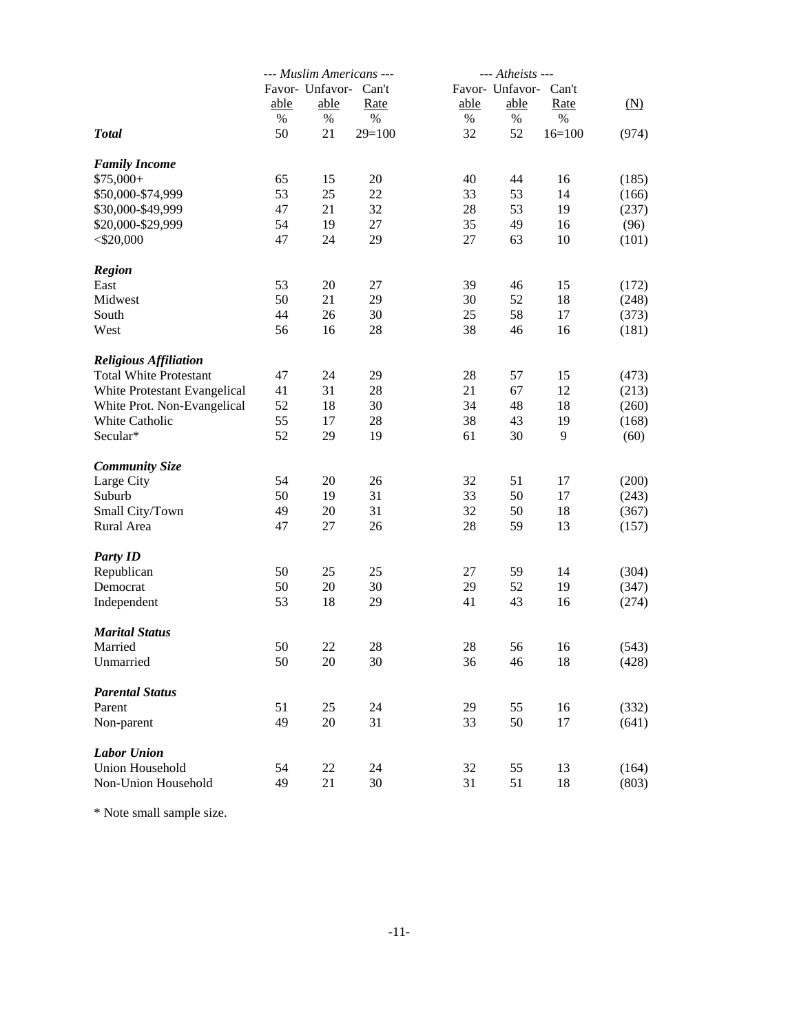| | --- *Muslim Americans* --- | | | --- *Atheists* --- | | | |
|---|---|---|---|---|---|---|---|
| | Favor-able | Unfavor-able | Can't Rate | Favor-able | Unfavor-able | Can't Rate | (N) |
| | % | % | % | % | % | % | |
| ***Total*** | 50 | 21 | 29=100 | 32 | 52 | 16=100 | (974) |
| ***Family Income*** | | | | | | | |
| $75,000+ | 65 | 15 | 20 | 40 | 44 | 16 | (185) |
| $50,000-$74,999 | 53 | 25 | 22 | 33 | 53 | 14 | (166) |
| $30,000-$49,999 | 47 | 21 | 32 | 28 | 53 | 19 | (237) |
| $20,000-$29,999 | 54 | 19 | 27 | 35 | 49 | 16 | (96) |
| <$20,000 | 47 | 24 | 29 | 27 | 63 | 10 | (101) |
| ***Region*** | | | | | | | |
| East | 53 | 20 | 27 | 39 | 46 | 15 | (172) |
| Midwest | 50 | 21 | 29 | 30 | 52 | 18 | (248) |
| South | 44 | 26 | 30 | 25 | 58 | 17 | (373) |
| West | 56 | 16 | 28 | 38 | 46 | 16 | (181) |
| ***Religious Affiliation*** | | | | | | | |
| Total White Protestant | 47 | 24 | 29 | 28 | 57 | 15 | (473) |
| White Protestant Evangelical | 41 | 31 | 28 | 21 | 67 | 12 | (213) |
| White Prot. Non-Evangelical | 52 | 18 | 30 | 34 | 48 | 18 | (260) |
| White Catholic | 55 | 17 | 28 | 38 | 43 | 19 | (168) |
| Secular* | 52 | 29 | 19 | 61 | 30 | 9 | (60) |
| ***Community Size*** | | | | | | | |
| Large City | 54 | 20 | 26 | 32 | 51 | 17 | (200) |
| Suburb | 50 | 19 | 31 | 33 | 50 | 17 | (243) |
| Small City/Town | 49 | 20 | 31 | 32 | 50 | 18 | (367) |
| Rural Area | 47 | 27 | 26 | 28 | 59 | 13 | (157) |
| ***Party ID*** | | | | | | | |
| Republican | 50 | 25 | 25 | 27 | 59 | 14 | (304) |
| Democrat | 50 | 20 | 30 | 29 | 52 | 19 | (347) |
| Independent | 53 | 18 | 29 | 41 | 43 | 16 | (274) |
| ***Marital Status*** | | | | | | | |
| Married | 50 | 22 | 28 | 28 | 56 | 16 | (543) |
| Unmarried | 50 | 20 | 30 | 36 | 46 | 18 | (428) |
| ***Parental Status*** | | | | | | | |
| Parent | 51 | 25 | 24 | 29 | 55 | 16 | (332) |
| Non-parent | 49 | 20 | 31 | 33 | 50 | 17 | (641) |
| ***Labor Union*** | | | | | | | |
| Union Household | 54 | 22 | 24 | 32 | 55 | 13 | (164) |
| Non-Union Household | 49 | 21 | 30 | 31 | 51 | 18 | (803) |

* Note small sample size.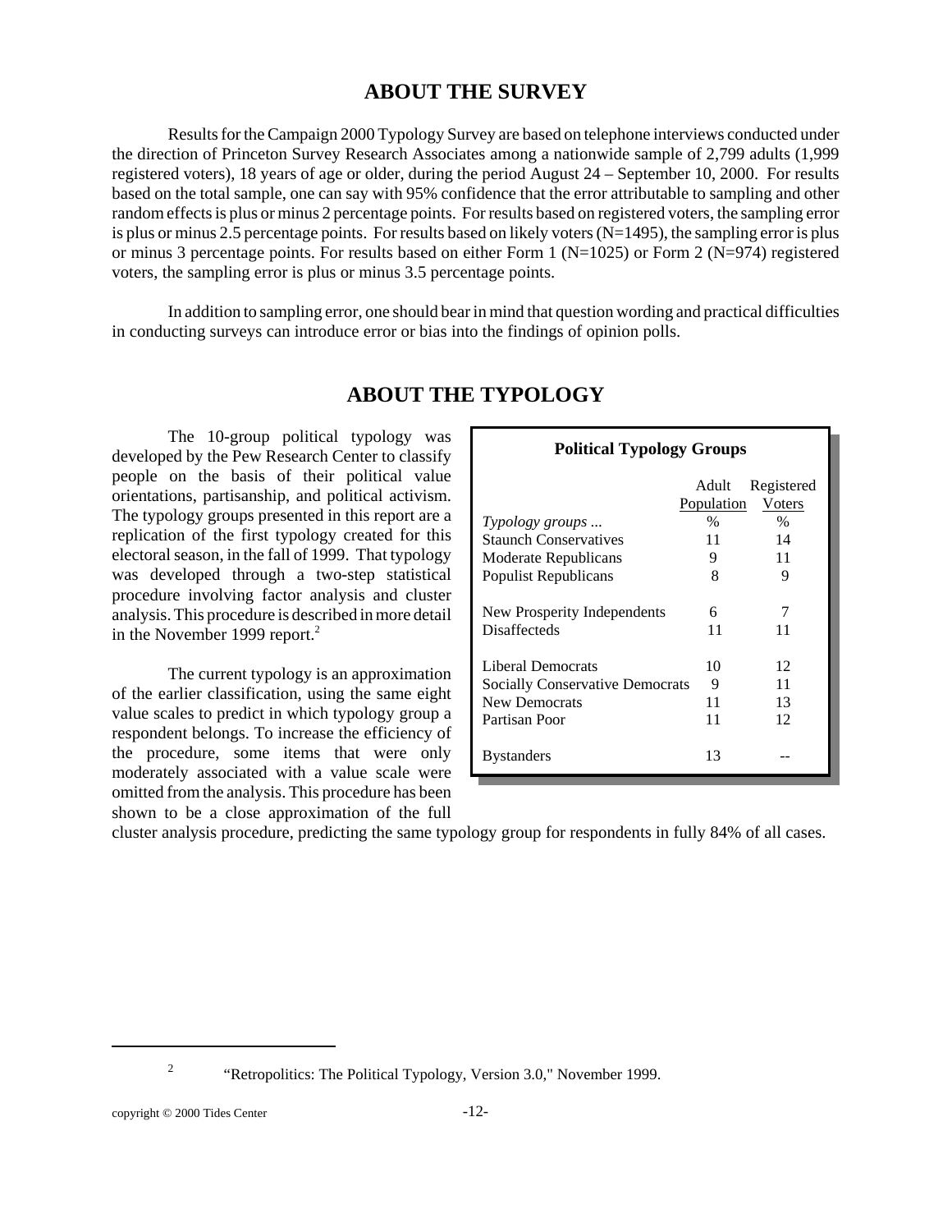## ABOUT THE SURVEY

Results for the Campaign 2000 Typology Survey are based on telephone interviews conducted under the direction of Princeton Survey Research Associates among a nationwide sample of 2,799 adults (1,999 registered voters), 18 years of age or older, during the period August 24 – September 10, 2000. For results based on the total sample, one can say with 95% confidence that the error attributable to sampling and other random effects is plus or minus 2 percentage points. For results based on registered voters, the sampling error is plus or minus 2.5 percentage points. For results based on likely voters (N=1495), the sampling error is plus or minus 3 percentage points. For results based on either Form 1 (N=1025) or Form 2 (N=974) registered voters, the sampling error is plus or minus 3.5 percentage points.

In addition to sampling error, one should bear in mind that question wording and practical difficulties in conducting surveys can introduce error or bias into the findings of opinion polls.

## ABOUT THE TYPOLOGY

The 10-group political typology was developed by the Pew Research Center to classify people on the basis of their political value orientations, partisanship, and political activism. The typology groups presented in this report are a replication of the first typology created for this electoral season, in the fall of 1999. That typology was developed through a two-step statistical procedure involving factor analysis and cluster analysis. This procedure is described in more detail in the November 1999 report.[2]

**Political Typology Groups**

| | Adult Population | Registered Voters |
|---|---|---|
| *Typology groups ...* | % | % |
| Staunch Conservatives | 11 | 14 |
| Moderate Republicans | 9 | 11 |
| Populist Republicans | 8 | 9 |
| | | |
| New Prosperity Independents | 6 | 7 |
| Disaffecteds | 11 | 11 |
| | | |
| Liberal Democrats | 10 | 12 |
| Socially Conservative Democrats | 9 | 11 |
| New Democrats | 11 | 13 |
| Partisan Poor | 11 | 12 |
| | | |
| Bystanders | 13 | -- |

The current typology is an approximation of the earlier classification, using the same eight value scales to predict in which typology group a respondent belongs. To increase the efficiency of the procedure, some items that were only moderately associated with a value scale were omitted from the analysis. This procedure has been shown to be a close approximation of the full cluster analysis procedure, predicting the same typology group for respondents in fully 84% of all cases.

[2] "Retropolitics: The Political Typology, Version 3.0," November 1999.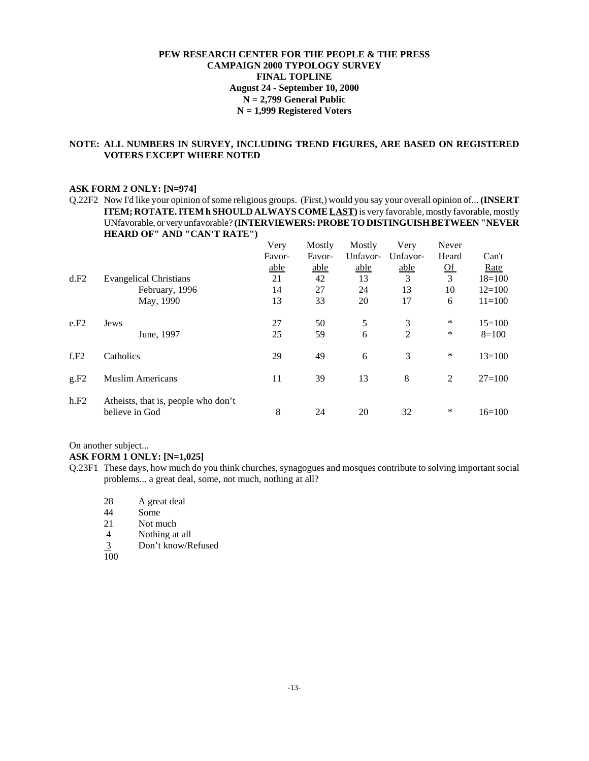**PEW RESEARCH CENTER FOR THE PEOPLE & THE PRESS**
**CAMPAIGN 2000 TYPOLOGY SURVEY**
**FINAL TOPLINE**
**August 24 - September 10, 2000**
**N = 2,799 General Public**
**N = 1,999 Registered Voters**

**NOTE: ALL NUMBERS IN SURVEY, INCLUDING TREND FIGURES, ARE BASED ON REGISTERED VOTERS EXCEPT WHERE NOTED**

**ASK FORM 2 ONLY: [N=974]**

Q.22F2 Now I'd like your opinion of some religious groups. (First,) would you say your overall opinion of... **(INSERT ITEM; ROTATE. ITEM h SHOULD ALWAYS COME LAST)** is very favorable, mostly favorable, mostly UNfavorable, or very unfavorable? **(INTERVIEWERS: PROBE TO DISTINGUISH BETWEEN "NEVER HEARD OF" AND "CAN'T RATE")**

| | | Very Favorable | Mostly Favorable | Mostly Unfavorable | Very Unfavorable | Never Heard Of | Can't Rate |
|---|---|---|---|---|---|---|---|
| d.F2 | Evangelical Christians | 21 | 42 | 13 | 3 | 3 | 18=100 |
| | February, 1996 | 14 | 27 | 24 | 13 | 10 | 12=100 |
| | May, 1990 | 13 | 33 | 20 | 17 | 6 | 11=100 |
| e.F2 | Jews | 27 | 50 | 5 | 3 | * | 15=100 |
| | June, 1997 | 25 | 59 | 6 | 2 | * | 8=100 |
| f.F2 | Catholics | 29 | 49 | 6 | 3 | * | 13=100 |
| g.F2 | Muslim Americans | 11 | 39 | 13 | 8 | 2 | 27=100 |
| h.F2 | Atheists, that is, people who don't believe in God | 8 | 24 | 20 | 32 | * | 16=100 |

On another subject...

**ASK FORM 1 ONLY: [N=1,025]**

Q.23F1 These days, how much do you think churches, synagogues and mosques contribute to solving important social problems... a great deal, some, not much, nothing at all?

| | |
|---|---|
| 28 | A great deal |
| 44 | Some |
| 21 | Not much |
| 4 | Nothing at all |
| 3 | Don't know/Refused |
| 100 | |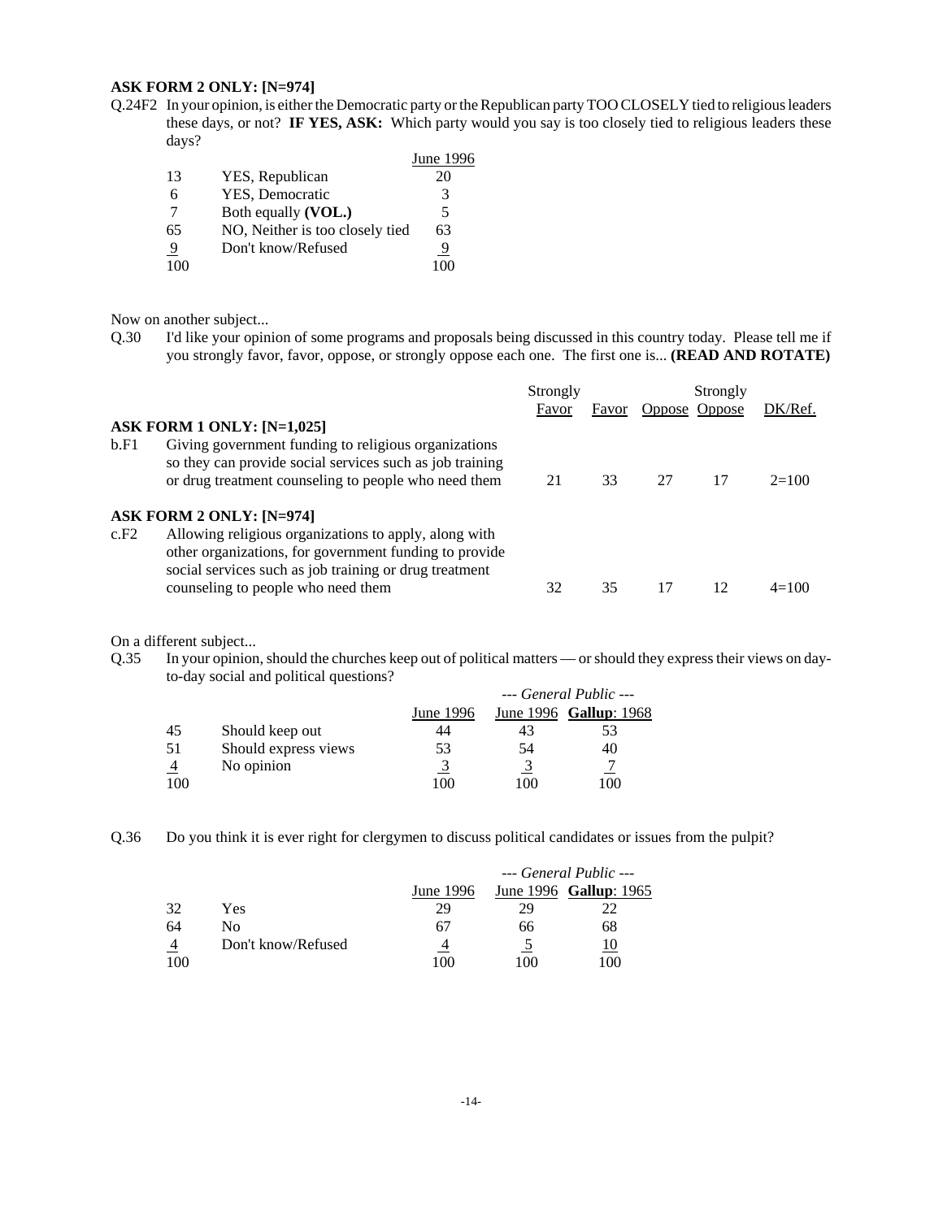**ASK FORM 2 ONLY: [N=974]**

Q.24F2 In your opinion, is either the Democratic party or the Republican party TOO CLOSELY tied to religious leaders these days, or not? **IF YES, ASK:** Which party would you say is too closely tied to religious leaders these days?

| | | June 1996 |
|---|---|---|
| 13 | YES, Republican | 20 |
| 6 | YES, Democratic | 3 |
| 7 | Both equally **(VOL.)** | 5 |
| 65 | NO, Neither is too closely tied | 63 |
| 9 | Don't know/Refused | 9 |
| 100 | | 100 |

Now on another subject...

Q.30 I'd like your opinion of some programs and proposals being discussed in this country today. Please tell me if you strongly favor, favor, oppose, or strongly oppose each one. The first one is... **(READ AND ROTATE)**

| | | Strongly Favor | Favor | Oppose | Strongly Oppose | DK/Ref. |
|---|---|---|---|---|---|---|
| | **ASK FORM 1 ONLY: [N=1,025]** | | | | | |
| b.F1 | Giving government funding to religious organizations so they can provide social services such as job training or drug treatment counseling to people who need them | 21 | 33 | 27 | 17 | 2=100 |
| | **ASK FORM 2 ONLY: [N=974]** | | | | | |
| c.F2 | Allowing religious organizations to apply, along with other organizations, for government funding to provide social services such as job training or drug treatment counseling to people who need them | 32 | 35 | 17 | 12 | 4=100 |

On a different subject...

Q.35 In your opinion, should the churches keep out of political matters — or should they express their views on day-to-day social and political questions?

| | | | *--- General Public ---* | |
|---|---|---|---|---|
| | | June 1996 | June 1996 | **Gallup**: 1968 |
| 45 | Should keep out | 44 | 43 | 53 |
| 51 | Should express views | 53 | 54 | 40 |
| 4 | No opinion | 3 | 3 | 7 |
| 100 | | 100 | 100 | 100 |

Q.36 Do you think it is ever right for clergymen to discuss political candidates or issues from the pulpit?

| | | | *--- General Public ---* | |
|---|---|---|---|---|
| | | June 1996 | June 1996 | **Gallup**: 1965 |
| 32 | Yes | 29 | 29 | 22 |
| 64 | No | 67 | 66 | 68 |
| 4 | Don't know/Refused | 4 | 5 | 10 |
| 100 | | 100 | 100 | 100 |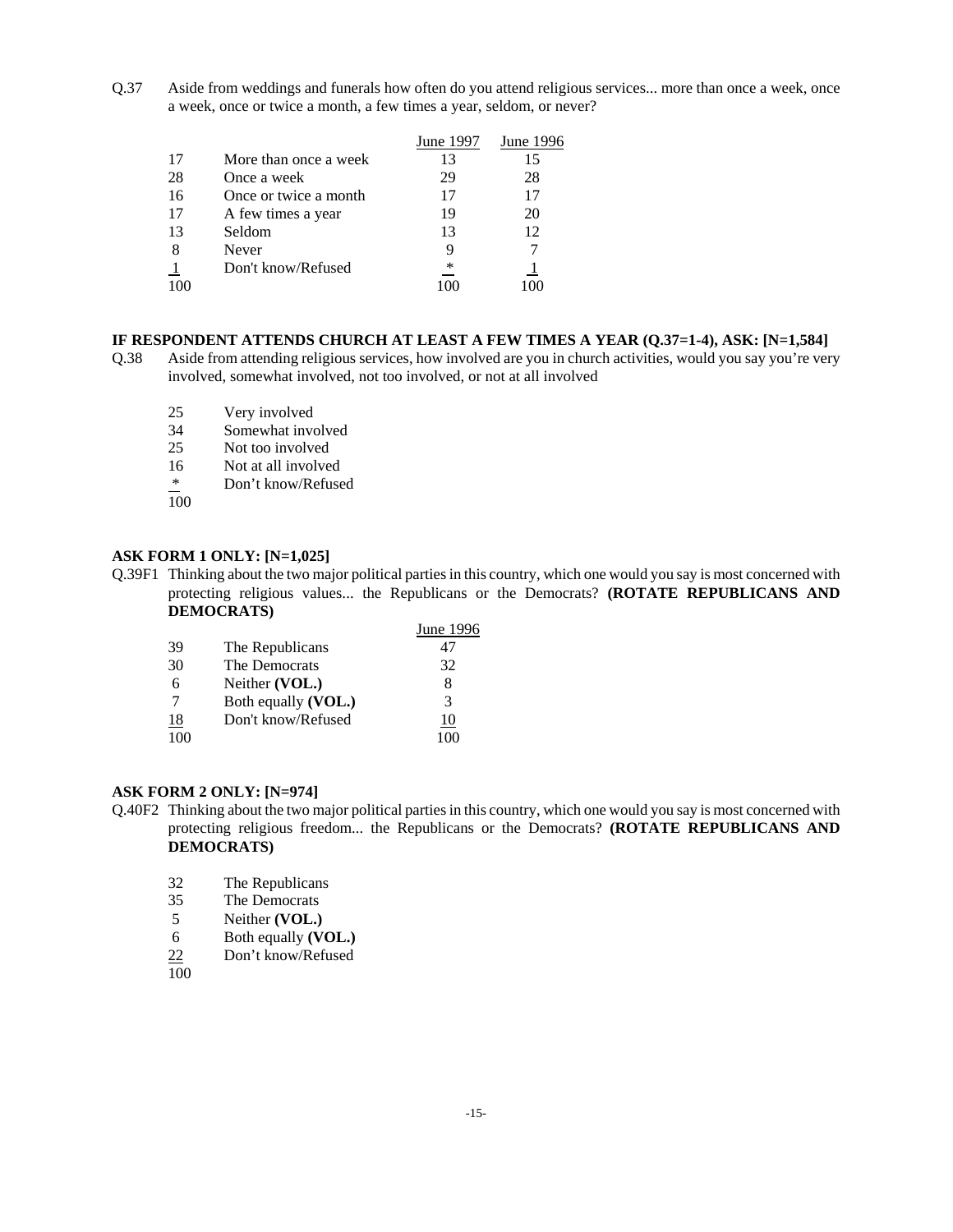Q.37 Aside from weddings and funerals how often do you attend religious services... more than once a week, once a week, once or twice a month, a few times a year, seldom, or never?

| | | June 1997 | June 1996 |
|---|---|---|---|
| 17 | More than once a week | 13 | 15 |
| 28 | Once a week | 29 | 28 |
| 16 | Once or twice a month | 17 | 17 |
| 17 | A few times a year | 19 | 20 |
| 13 | Seldom | 13 | 12 |
| 8 | Never | 9 | 7 |
| 1 | Don't know/Refused | * | 1 |
| 100 | | 100 | 100 |

**IF RESPONDENT ATTENDS CHURCH AT LEAST A FEW TIMES A YEAR (Q.37=1-4), ASK: [N=1,584]**

Q.38 Aside from attending religious services, how involved are you in church activities, would you say you're very involved, somewhat involved, not too involved, or not at all involved

| | |
|---|---|
| 25 | Very involved |
| 34 | Somewhat involved |
| 25 | Not too involved |
| 16 | Not at all involved |
| * | Don't know/Refused |
| 100 | |

**ASK FORM 1 ONLY: [N=1,025]**

Q.39F1 Thinking about the two major political parties in this country, which one would you say is most concerned with protecting religious values... the Republicans or the Democrats? **(ROTATE REPUBLICANS AND DEMOCRATS)**

| | | June 1996 |
|---|---|---|
| 39 | The Republicans | 47 |
| 30 | The Democrats | 32 |
| 6 | Neither **(VOL.)** | 8 |
| 7 | Both equally **(VOL.)** | 3 |
| 18 | Don't know/Refused | 10 |
| 100 | | 100 |

**ASK FORM 2 ONLY: [N=974]**

Q.40F2 Thinking about the two major political parties in this country, which one would you say is most concerned with protecting religious freedom... the Republicans or the Democrats? **(ROTATE REPUBLICANS AND DEMOCRATS)**

| | |
|---|---|
| 32 | The Republicans |
| 35 | The Democrats |
| 5 | Neither **(VOL.)** |
| 6 | Both equally **(VOL.)** |
| 22 | Don't know/Refused |
| 100 | |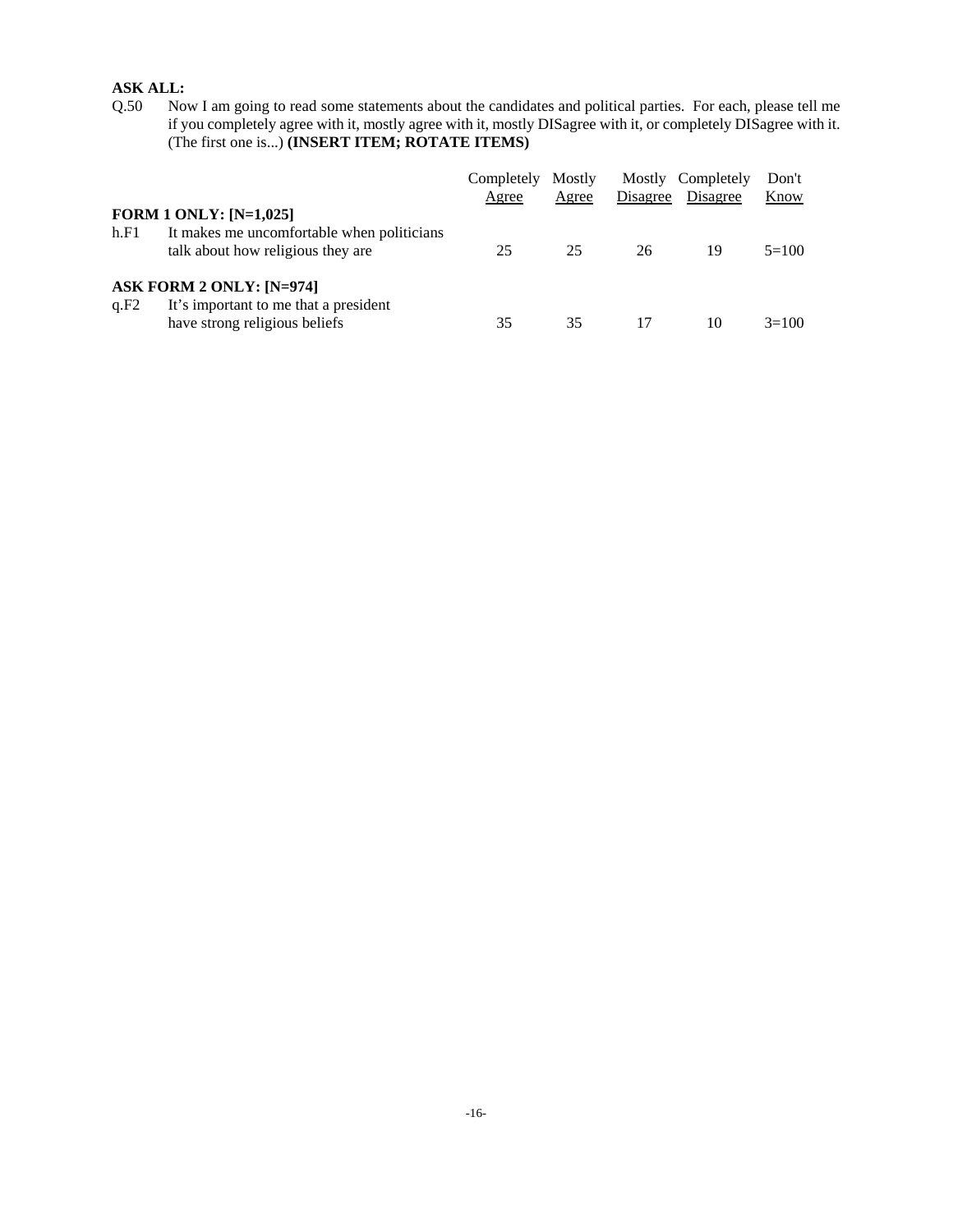**ASK ALL:**

Q.50 Now I am going to read some statements about the candidates and political parties. For each, please tell me if you completely agree with it, mostly agree with it, mostly DISagree with it, or completely DISagree with it. (The first one is...) **(INSERT ITEM; ROTATE ITEMS)**

| | | Completely Agree | Mostly Agree | Mostly Disagree | Completely Disagree | Don't Know |
|---|---|---|---|---|---|---|
| **FORM 1 ONLY: [N=1,025]** | | | | | | |
| h.F1 | It makes me uncomfortable when politicians talk about how religious they are | 25 | 25 | 26 | 19 | 5=100 |
| **ASK FORM 2 ONLY: [N=974]** | | | | | | |
| q.F2 | It's important to me that a president have strong religious beliefs | 35 | 35 | 17 | 10 | 3=100 |